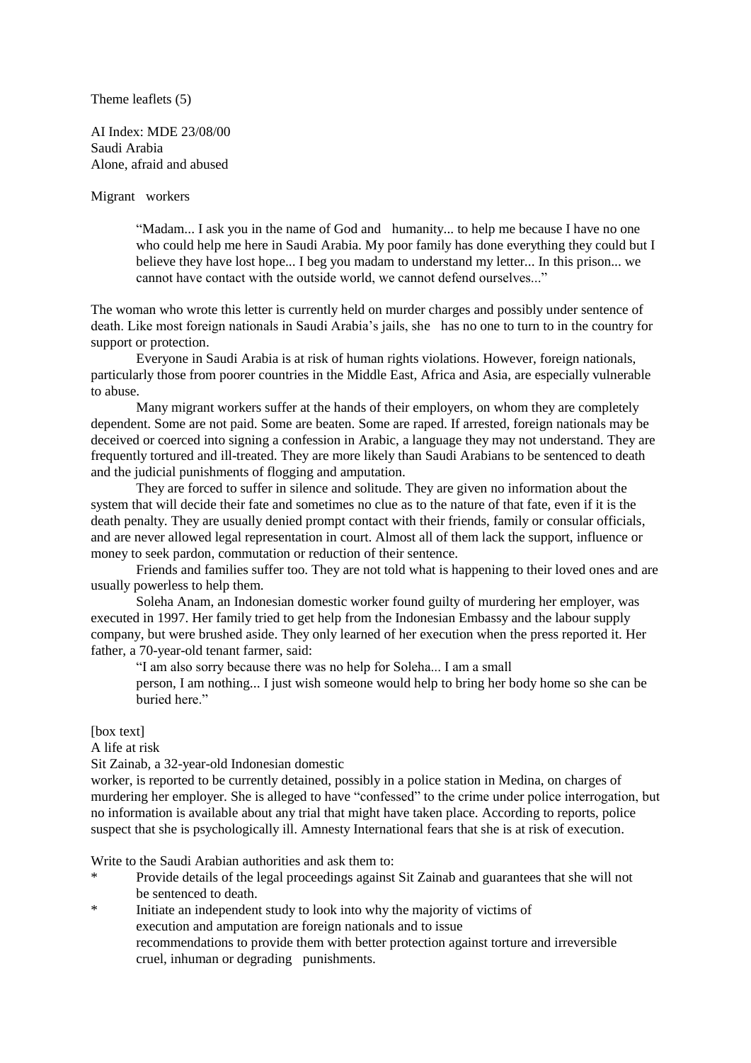Theme leaflets (5)

AI Index: MDE 23/08/00
Saudi Arabia
Alone, afraid and abused

Migrant workers

> "Madam... I ask you in the name of God and humanity... to help me because I have no one who could help me here in Saudi Arabia. My poor family has done everything they could but I believe they have lost hope... I beg you madam to understand my letter... In this prison... we cannot have contact with the outside world, we cannot defend ourselves..."

The woman who wrote this letter is currently held on murder charges and possibly under sentence of death. Like most foreign nationals in Saudi Arabia's jails, she has no one to turn to in the country for support or protection.

Everyone in Saudi Arabia is at risk of human rights violations. However, foreign nationals, particularly those from poorer countries in the Middle East, Africa and Asia, are especially vulnerable to abuse.

Many migrant workers suffer at the hands of their employers, on whom they are completely dependent. Some are not paid. Some are beaten. Some are raped. If arrested, foreign nationals may be deceived or coerced into signing a confession in Arabic, a language they may not understand. They are frequently tortured and ill-treated. They are more likely than Saudi Arabians to be sentenced to death and the judicial punishments of flogging and amputation.

They are forced to suffer in silence and solitude. They are given no information about the system that will decide their fate and sometimes no clue as to the nature of that fate, even if it is the death penalty. They are usually denied prompt contact with their friends, family or consular officials, and are never allowed legal representation in court. Almost all of them lack the support, influence or money to seek pardon, commutation or reduction of their sentence.

Friends and families suffer too. They are not told what is happening to their loved ones and are usually powerless to help them.

Soleha Anam, an Indonesian domestic worker found guilty of murdering her employer, was executed in 1997. Her family tried to get help from the Indonesian Embassy and the labour supply company, but were brushed aside. They only learned of her execution when the press reported it. Her father, a 70-year-old tenant farmer, said:

> "I am also sorry because there was no help for Soleha... I am a small person, I am nothing... I just wish someone would help to bring her body home so she can be buried here."

[box text]

A life at risk

Sit Zainab, a 32-year-old Indonesian domestic worker, is reported to be currently detained, possibly in a police station in Medina, on charges of murdering her employer. She is alleged to have "confessed" to the crime under police interrogation, but no information is available about any trial that might have taken place. According to reports, police suspect that she is psychologically ill. Amnesty International fears that she is at risk of execution.

Write to the Saudi Arabian authorities and ask them to:

* Provide details of the legal proceedings against Sit Zainab and guarantees that she will not be sentenced to death.
* Initiate an independent study to look into why the majority of victims of execution and amputation are foreign nationals and to issue recommendations to provide them with better protection against torture and irreversible cruel, inhuman or degrading punishments.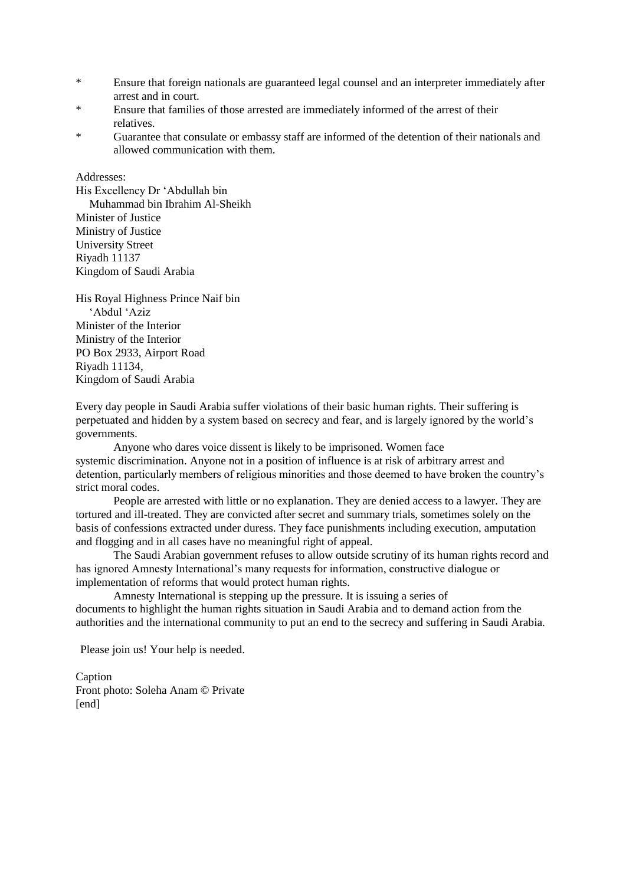* Ensure that foreign nationals are guaranteed legal counsel and an interpreter immediately after arrest and in court.
* Ensure that families of those arrested are immediately informed of the arrest of their relatives.
* Guarantee that consulate or embassy staff are informed of the detention of their nationals and allowed communication with them.

Addresses:

His Excellency Dr 'Abdullah bin Muhammad bin Ibrahim Al-Sheikh
Minister of Justice
Ministry of Justice
University Street
Riyadh 11137
Kingdom of Saudi Arabia

His Royal Highness Prince Naif bin 'Abdul 'Aziz
Minister of the Interior
Ministry of the Interior
PO Box 2933, Airport Road
Riyadh 11134,
Kingdom of Saudi Arabia

Every day people in Saudi Arabia suffer violations of their basic human rights. Their suffering is perpetuated and hidden by a system based on secrecy and fear, and is largely ignored by the world's governments.

Anyone who dares voice dissent is likely to be imprisoned. Women face systemic discrimination. Anyone not in a position of influence is at risk of arbitrary arrest and detention, particularly members of religious minorities and those deemed to have broken the country's strict moral codes.

People are arrested with little or no explanation. They are denied access to a lawyer. They are tortured and ill-treated. They are convicted after secret and summary trials, sometimes solely on the basis of confessions extracted under duress. They face punishments including execution, amputation and flogging and in all cases have no meaningful right of appeal.

The Saudi Arabian government refuses to allow outside scrutiny of its human rights record and has ignored Amnesty International's many requests for information, constructive dialogue or implementation of reforms that would protect human rights.

Amnesty International is stepping up the pressure. It is issuing a series of documents to highlight the human rights situation in Saudi Arabia and to demand action from the authorities and the international community to put an end to the secrecy and suffering in Saudi Arabia.

Please join us! Your help is needed.

Caption
Front photo: Soleha Anam © Private
[end]